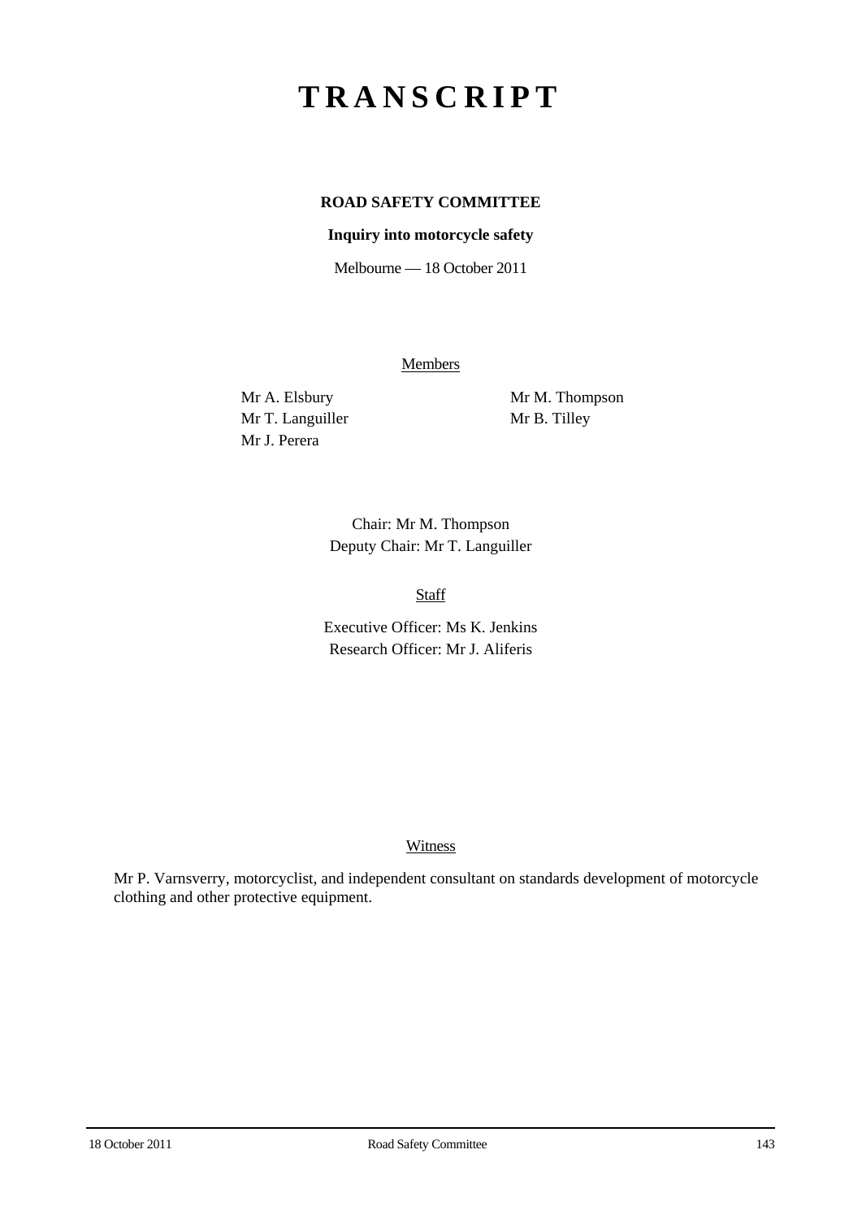# TRANSCRIPT

**ROAD SAFETY COMMITTEE**

**Inquiry into motorcycle safety**

Melbourne — 18 October 2011

Members

Mr A. Elsbury
Mr T. Languiller
Mr J. Perera
Mr M. Thompson
Mr B. Tilley

Chair: Mr M. Thompson
Deputy Chair: Mr T. Languiller

Staff

Executive Officer: Ms K. Jenkins
Research Officer: Mr J. Aliferis

Witness

Mr P. Varnsverry, motorcyclist, and independent consultant on standards development of motorcycle clothing and other protective equipment.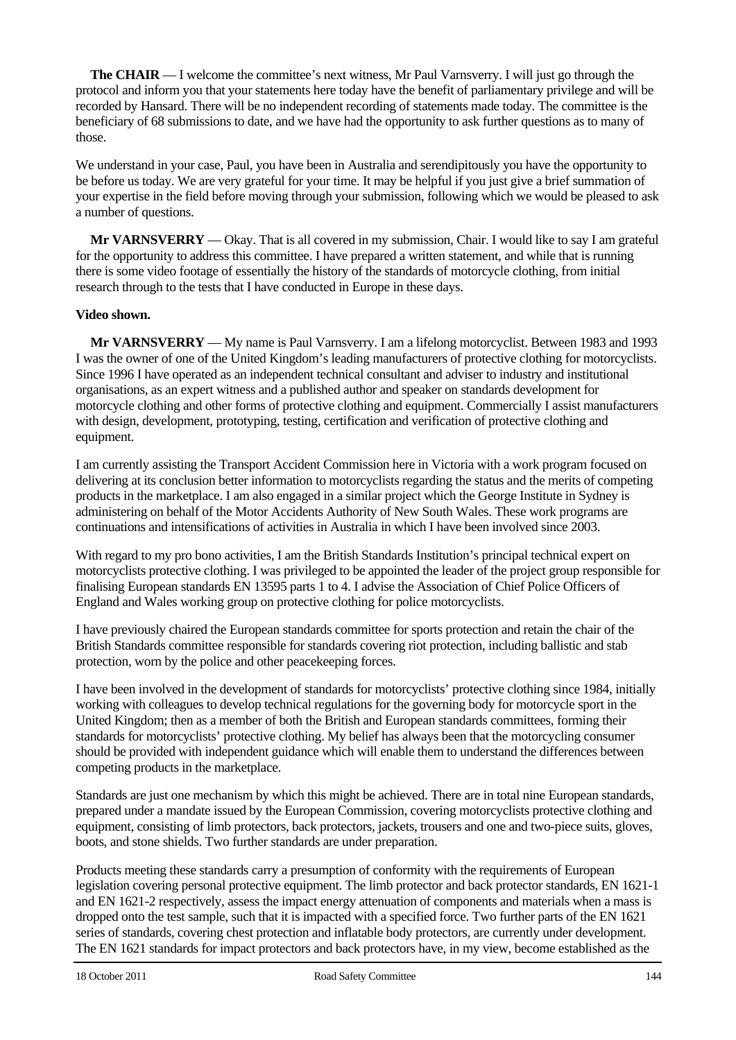**The CHAIR** — I welcome the committee's next witness, Mr Paul Varnsverry. I will just go through the protocol and inform you that your statements here today have the benefit of parliamentary privilege and will be recorded by Hansard. There will be no independent recording of statements made today. The committee is the beneficiary of 68 submissions to date, and we have had the opportunity to ask further questions as to many of those.

We understand in your case, Paul, you have been in Australia and serendipitously you have the opportunity to be before us today. We are very grateful for your time. It may be helpful if you just give a brief summation of your expertise in the field before moving through your submission, following which we would be pleased to ask a number of questions.

**Mr VARNSVERRY** — Okay. That is all covered in my submission, Chair. I would like to say I am grateful for the opportunity to address this committee. I have prepared a written statement, and while that is running there is some video footage of essentially the history of the standards of motorcycle clothing, from initial research through to the tests that I have conducted in Europe in these days.

**Video shown.**

**Mr VARNSVERRY** — My name is Paul Varnsverry. I am a lifelong motorcyclist. Between 1983 and 1993 I was the owner of one of the United Kingdom's leading manufacturers of protective clothing for motorcyclists. Since 1996 I have operated as an independent technical consultant and adviser to industry and institutional organisations, as an expert witness and a published author and speaker on standards development for motorcycle clothing and other forms of protective clothing and equipment. Commercially I assist manufacturers with design, development, prototyping, testing, certification and verification of protective clothing and equipment.

I am currently assisting the Transport Accident Commission here in Victoria with a work program focused on delivering at its conclusion better information to motorcyclists regarding the status and the merits of competing products in the marketplace. I am also engaged in a similar project which the George Institute in Sydney is administering on behalf of the Motor Accidents Authority of New South Wales. These work programs are continuations and intensifications of activities in Australia in which I have been involved since 2003.

With regard to my pro bono activities, I am the British Standards Institution's principal technical expert on motorcyclists protective clothing. I was privileged to be appointed the leader of the project group responsible for finalising European standards EN 13595 parts 1 to 4. I advise the Association of Chief Police Officers of England and Wales working group on protective clothing for police motorcyclists.

I have previously chaired the European standards committee for sports protection and retain the chair of the British Standards committee responsible for standards covering riot protection, including ballistic and stab protection, worn by the police and other peacekeeping forces.

I have been involved in the development of standards for motorcyclists' protective clothing since 1984, initially working with colleagues to develop technical regulations for the governing body for motorcycle sport in the United Kingdom; then as a member of both the British and European standards committees, forming their standards for motorcyclists' protective clothing. My belief has always been that the motorcycling consumer should be provided with independent guidance which will enable them to understand the differences between competing products in the marketplace.

Standards are just one mechanism by which this might be achieved. There are in total nine European standards, prepared under a mandate issued by the European Commission, covering motorcyclists protective clothing and equipment, consisting of limb protectors, back protectors, jackets, trousers and one and two-piece suits, gloves, boots, and stone shields. Two further standards are under preparation.

Products meeting these standards carry a presumption of conformity with the requirements of European legislation covering personal protective equipment. The limb protector and back protector standards, EN 1621-1 and EN 1621-2 respectively, assess the impact energy attenuation of components and materials when a mass is dropped onto the test sample, such that it is impacted with a specified force. Two further parts of the EN 1621 series of standards, covering chest protection and inflatable body protectors, are currently under development. The EN 1621 standards for impact protectors and back protectors have, in my view, become established as the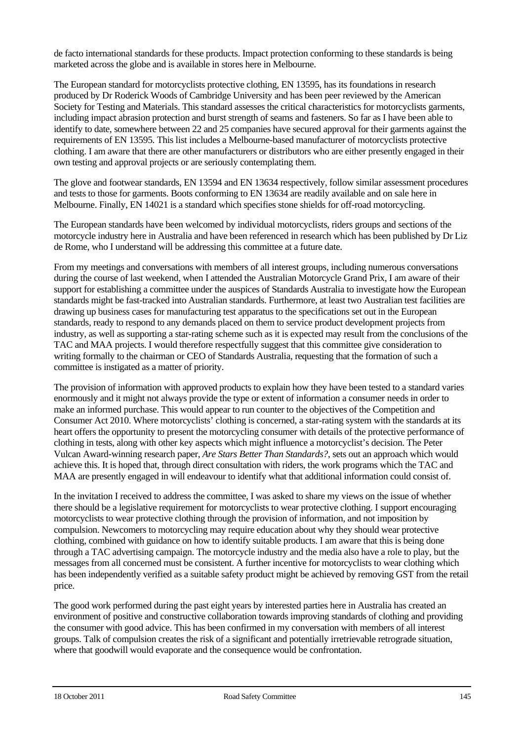de facto international standards for these products. Impact protection conforming to these standards is being marketed across the globe and is available in stores here in Melbourne.

The European standard for motorcyclists protective clothing, EN 13595, has its foundations in research produced by Dr Roderick Woods of Cambridge University and has been peer reviewed by the American Society for Testing and Materials. This standard assesses the critical characteristics for motorcyclists garments, including impact abrasion protection and burst strength of seams and fasteners. So far as I have been able to identify to date, somewhere between 22 and 25 companies have secured approval for their garments against the requirements of EN 13595. This list includes a Melbourne-based manufacturer of motorcyclists protective clothing. I am aware that there are other manufacturers or distributors who are either presently engaged in their own testing and approval projects or are seriously contemplating them.

The glove and footwear standards, EN 13594 and EN 13634 respectively, follow similar assessment procedures and tests to those for garments. Boots conforming to EN 13634 are readily available and on sale here in Melbourne. Finally, EN 14021 is a standard which specifies stone shields for off-road motorcycling.

The European standards have been welcomed by individual motorcyclists, riders groups and sections of the motorcycle industry here in Australia and have been referenced in research which has been published by Dr Liz de Rome, who I understand will be addressing this committee at a future date.

From my meetings and conversations with members of all interest groups, including numerous conversations during the course of last weekend, when I attended the Australian Motorcycle Grand Prix, I am aware of their support for establishing a committee under the auspices of Standards Australia to investigate how the European standards might be fast-tracked into Australian standards. Furthermore, at least two Australian test facilities are drawing up business cases for manufacturing test apparatus to the specifications set out in the European standards, ready to respond to any demands placed on them to service product development projects from industry, as well as supporting a star-rating scheme such as it is expected may result from the conclusions of the TAC and MAA projects. I would therefore respectfully suggest that this committee give consideration to writing formally to the chairman or CEO of Standards Australia, requesting that the formation of such a committee is instigated as a matter of priority.

The provision of information with approved products to explain how they have been tested to a standard varies enormously and it might not always provide the type or extent of information a consumer needs in order to make an informed purchase. This would appear to run counter to the objectives of the Competition and Consumer Act 2010. Where motorcyclists' clothing is concerned, a star-rating system with the standards at its heart offers the opportunity to present the motorcycling consumer with details of the protective performance of clothing in tests, along with other key aspects which might influence a motorcyclist's decision. The Peter Vulcan Award-winning research paper, *Are Stars Better Than Standards?*, sets out an approach which would achieve this. It is hoped that, through direct consultation with riders, the work programs which the TAC and MAA are presently engaged in will endeavour to identify what that additional information could consist of.

In the invitation I received to address the committee, I was asked to share my views on the issue of whether there should be a legislative requirement for motorcyclists to wear protective clothing. I support encouraging motorcyclists to wear protective clothing through the provision of information, and not imposition by compulsion. Newcomers to motorcycling may require education about why they should wear protective clothing, combined with guidance on how to identify suitable products. I am aware that this is being done through a TAC advertising campaign. The motorcycle industry and the media also have a role to play, but the messages from all concerned must be consistent. A further incentive for motorcyclists to wear clothing which has been independently verified as a suitable safety product might be achieved by removing GST from the retail price.

The good work performed during the past eight years by interested parties here in Australia has created an environment of positive and constructive collaboration towards improving standards of clothing and providing the consumer with good advice. This has been confirmed in my conversation with members of all interest groups. Talk of compulsion creates the risk of a significant and potentially irretrievable retrograde situation, where that goodwill would evaporate and the consequence would be confrontation.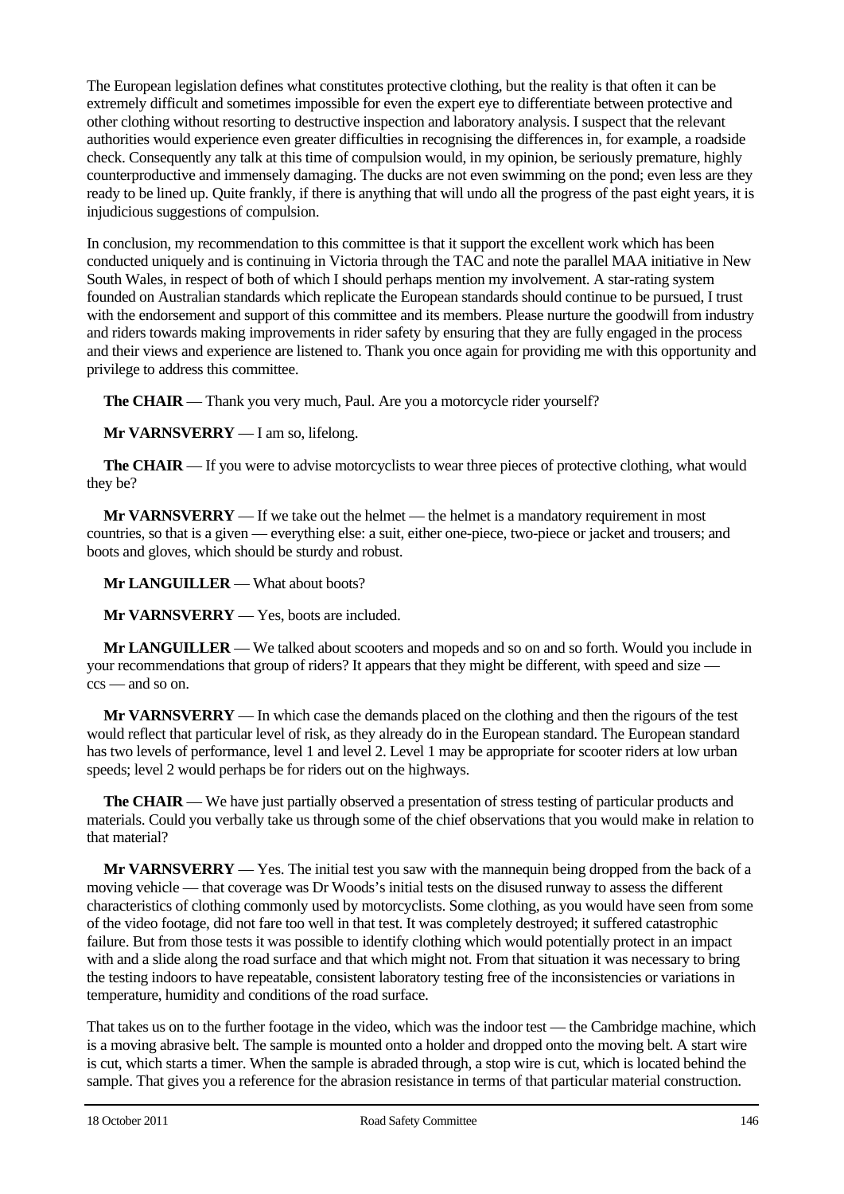The European legislation defines what constitutes protective clothing, but the reality is that often it can be extremely difficult and sometimes impossible for even the expert eye to differentiate between protective and other clothing without resorting to destructive inspection and laboratory analysis. I suspect that the relevant authorities would experience even greater difficulties in recognising the differences in, for example, a roadside check. Consequently any talk at this time of compulsion would, in my opinion, be seriously premature, highly counterproductive and immensely damaging. The ducks are not even swimming on the pond; even less are they ready to be lined up. Quite frankly, if there is anything that will undo all the progress of the past eight years, it is injudicious suggestions of compulsion.

In conclusion, my recommendation to this committee is that it support the excellent work which has been conducted uniquely and is continuing in Victoria through the TAC and note the parallel MAA initiative in New South Wales, in respect of both of which I should perhaps mention my involvement. A star-rating system founded on Australian standards which replicate the European standards should continue to be pursued, I trust with the endorsement and support of this committee and its members. Please nurture the goodwill from industry and riders towards making improvements in rider safety by ensuring that they are fully engaged in the process and their views and experience are listened to. Thank you once again for providing me with this opportunity and privilege to address this committee.

**The CHAIR** — Thank you very much, Paul. Are you a motorcycle rider yourself?

**Mr VARNSVERRY** — I am so, lifelong.

**The CHAIR** — If you were to advise motorcyclists to wear three pieces of protective clothing, what would they be?

**Mr VARNSVERRY** — If we take out the helmet — the helmet is a mandatory requirement in most countries, so that is a given — everything else: a suit, either one-piece, two-piece or jacket and trousers; and boots and gloves, which should be sturdy and robust.

**Mr LANGUILLER** — What about boots?

**Mr VARNSVERRY** — Yes, boots are included.

**Mr LANGUILLER** — We talked about scooters and mopeds and so on and so forth. Would you include in your recommendations that group of riders? It appears that they might be different, with speed and size — ccs — and so on.

**Mr VARNSVERRY** — In which case the demands placed on the clothing and then the rigours of the test would reflect that particular level of risk, as they already do in the European standard. The European standard has two levels of performance, level 1 and level 2. Level 1 may be appropriate for scooter riders at low urban speeds; level 2 would perhaps be for riders out on the highways.

**The CHAIR** — We have just partially observed a presentation of stress testing of particular products and materials. Could you verbally take us through some of the chief observations that you would make in relation to that material?

**Mr VARNSVERRY** — Yes. The initial test you saw with the mannequin being dropped from the back of a moving vehicle — that coverage was Dr Woods's initial tests on the disused runway to assess the different characteristics of clothing commonly used by motorcyclists. Some clothing, as you would have seen from some of the video footage, did not fare too well in that test. It was completely destroyed; it suffered catastrophic failure. But from those tests it was possible to identify clothing which would potentially protect in an impact with and a slide along the road surface and that which might not. From that situation it was necessary to bring the testing indoors to have repeatable, consistent laboratory testing free of the inconsistencies or variations in temperature, humidity and conditions of the road surface.

That takes us on to the further footage in the video, which was the indoor test — the Cambridge machine, which is a moving abrasive belt. The sample is mounted onto a holder and dropped onto the moving belt. A start wire is cut, which starts a timer. When the sample is abraded through, a stop wire is cut, which is located behind the sample. That gives you a reference for the abrasion resistance in terms of that particular material construction.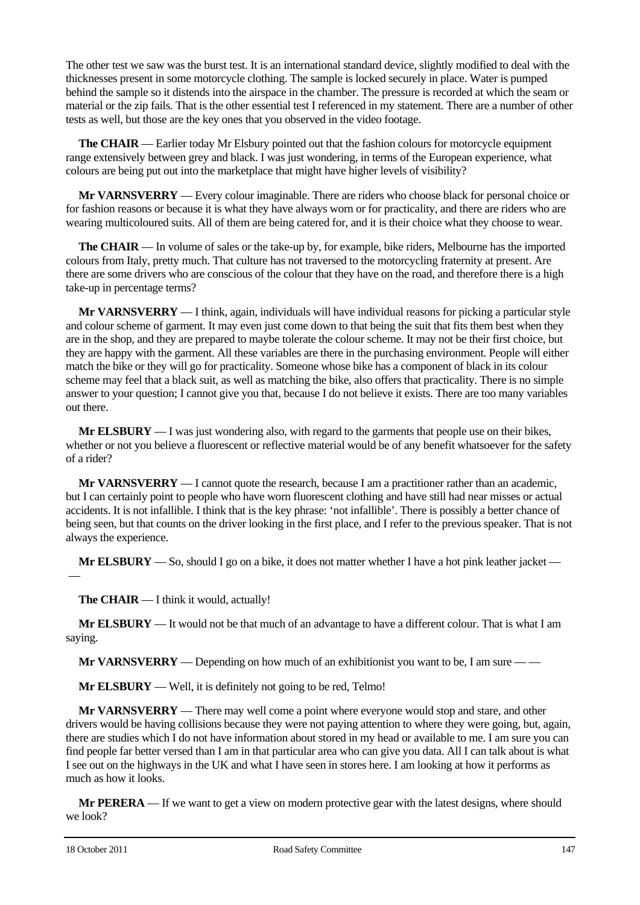The other test we saw was the burst test. It is an international standard device, slightly modified to deal with the thicknesses present in some motorcycle clothing. The sample is locked securely in place. Water is pumped behind the sample so it distends into the airspace in the chamber. The pressure is recorded at which the seam or material or the zip fails. That is the other essential test I referenced in my statement. There are a number of other tests as well, but those are the key ones that you observed in the video footage.

**The CHAIR** — Earlier today Mr Elsbury pointed out that the fashion colours for motorcycle equipment range extensively between grey and black. I was just wondering, in terms of the European experience, what colours are being put out into the marketplace that might have higher levels of visibility?

**Mr VARNSVERRY** — Every colour imaginable. There are riders who choose black for personal choice or for fashion reasons or because it is what they have always worn or for practicality, and there are riders who are wearing multicoloured suits. All of them are being catered for, and it is their choice what they choose to wear.

**The CHAIR** — In volume of sales or the take-up by, for example, bike riders, Melbourne has the imported colours from Italy, pretty much. That culture has not traversed to the motorcycling fraternity at present. Are there are some drivers who are conscious of the colour that they have on the road, and therefore there is a high take-up in percentage terms?

**Mr VARNSVERRY** — I think, again, individuals will have individual reasons for picking a particular style and colour scheme of garment. It may even just come down to that being the suit that fits them best when they are in the shop, and they are prepared to maybe tolerate the colour scheme. It may not be their first choice, but they are happy with the garment. All these variables are there in the purchasing environment. People will either match the bike or they will go for practicality. Someone whose bike has a component of black in its colour scheme may feel that a black suit, as well as matching the bike, also offers that practicality. There is no simple answer to your question; I cannot give you that, because I do not believe it exists. There are too many variables out there.

**Mr ELSBURY** — I was just wondering also, with regard to the garments that people use on their bikes, whether or not you believe a fluorescent or reflective material would be of any benefit whatsoever for the safety of a rider?

**Mr VARNSVERRY** — I cannot quote the research, because I am a practitioner rather than an academic, but I can certainly point to people who have worn fluorescent clothing and have still had near misses or actual accidents. It is not infallible. I think that is the key phrase: 'not infallible'. There is possibly a better chance of being seen, but that counts on the driver looking in the first place, and I refer to the previous speaker. That is not always the experience.

**Mr ELSBURY** — So, should I go on a bike, it does not matter whether I have a hot pink leather jacket — —

**The CHAIR** — I think it would, actually!

**Mr ELSBURY** — It would not be that much of an advantage to have a different colour. That is what I am saying.

**Mr VARNSVERRY** — Depending on how much of an exhibitionist you want to be, I am sure — —

**Mr ELSBURY** — Well, it is definitely not going to be red, Telmo!

**Mr VARNSVERRY** — There may well come a point where everyone would stop and stare, and other drivers would be having collisions because they were not paying attention to where they were going, but, again, there are studies which I do not have information about stored in my head or available to me. I am sure you can find people far better versed than I am in that particular area who can give you data. All I can talk about is what I see out on the highways in the UK and what I have seen in stores here. I am looking at how it performs as much as how it looks.

**Mr PERERA** — If we want to get a view on modern protective gear with the latest designs, where should we look?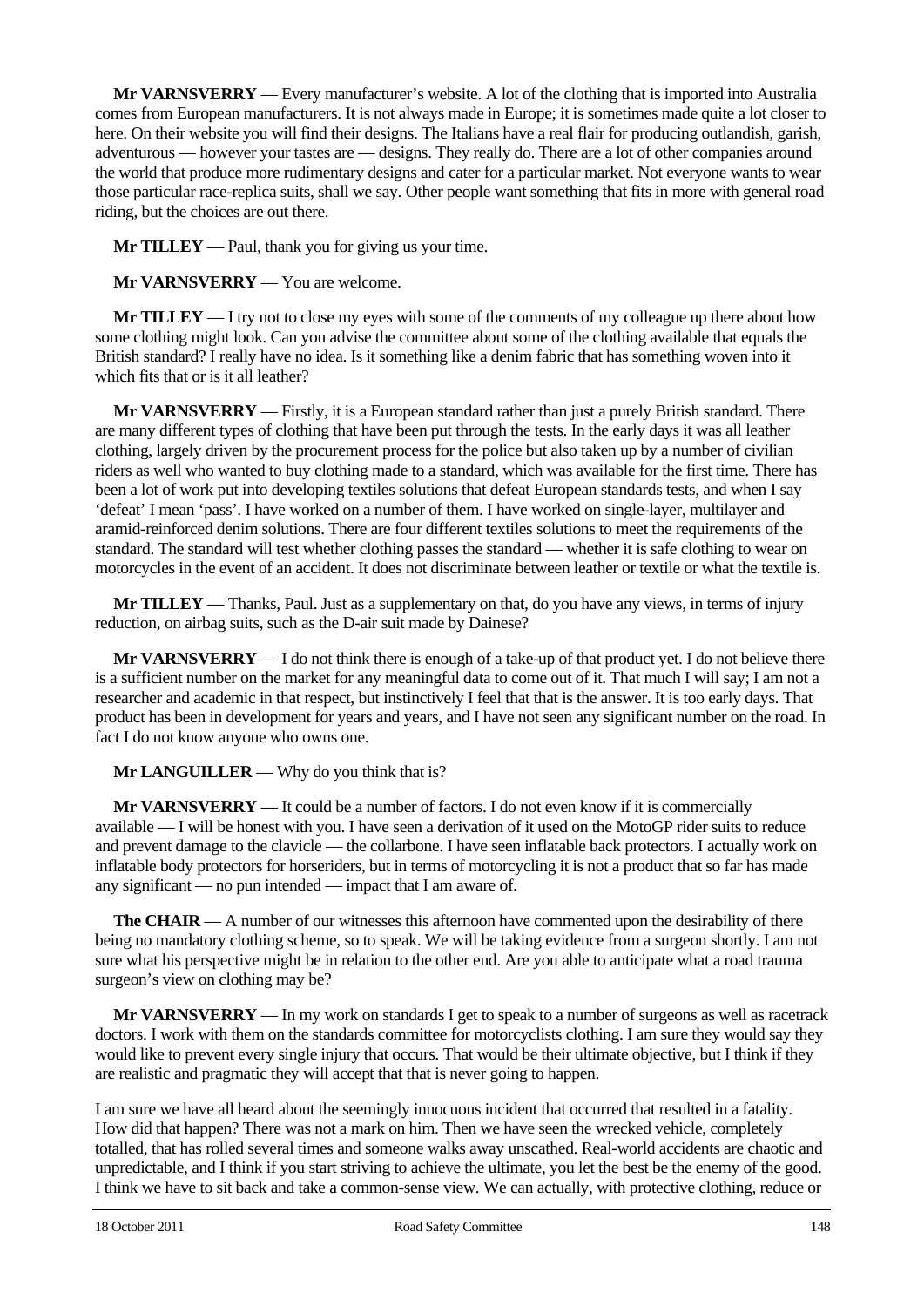**Mr VARNSVERRY** — Every manufacturer's website. A lot of the clothing that is imported into Australia comes from European manufacturers. It is not always made in Europe; it is sometimes made quite a lot closer to here. On their website you will find their designs. The Italians have a real flair for producing outlandish, garish, adventurous — however your tastes are — designs. They really do. There are a lot of other companies around the world that produce more rudimentary designs and cater for a particular market. Not everyone wants to wear those particular race-replica suits, shall we say. Other people want something that fits in more with general road riding, but the choices are out there.

**Mr TILLEY** — Paul, thank you for giving us your time.

**Mr VARNSVERRY** — You are welcome.

**Mr TILLEY** — I try not to close my eyes with some of the comments of my colleague up there about how some clothing might look. Can you advise the committee about some of the clothing available that equals the British standard? I really have no idea. Is it something like a denim fabric that has something woven into it which fits that or is it all leather?

**Mr VARNSVERRY** — Firstly, it is a European standard rather than just a purely British standard. There are many different types of clothing that have been put through the tests. In the early days it was all leather clothing, largely driven by the procurement process for the police but also taken up by a number of civilian riders as well who wanted to buy clothing made to a standard, which was available for the first time. There has been a lot of work put into developing textiles solutions that defeat European standards tests, and when I say 'defeat' I mean 'pass'. I have worked on a number of them. I have worked on single-layer, multilayer and aramid-reinforced denim solutions. There are four different textiles solutions to meet the requirements of the standard. The standard will test whether clothing passes the standard — whether it is safe clothing to wear on motorcycles in the event of an accident. It does not discriminate between leather or textile or what the textile is.

**Mr TILLEY** — Thanks, Paul. Just as a supplementary on that, do you have any views, in terms of injury reduction, on airbag suits, such as the D-air suit made by Dainese?

**Mr VARNSVERRY** — I do not think there is enough of a take-up of that product yet. I do not believe there is a sufficient number on the market for any meaningful data to come out of it. That much I will say; I am not a researcher and academic in that respect, but instinctively I feel that that is the answer. It is too early days. That product has been in development for years and years, and I have not seen any significant number on the road. In fact I do not know anyone who owns one.

**Mr LANGUILLER** — Why do you think that is?

**Mr VARNSVERRY** — It could be a number of factors. I do not even know if it is commercially available — I will be honest with you. I have seen a derivation of it used on the MotoGP rider suits to reduce and prevent damage to the clavicle — the collarbone. I have seen inflatable back protectors. I actually work on inflatable body protectors for horseriders, but in terms of motorcycling it is not a product that so far has made any significant — no pun intended — impact that I am aware of.

**The CHAIR** — A number of our witnesses this afternoon have commented upon the desirability of there being no mandatory clothing scheme, so to speak. We will be taking evidence from a surgeon shortly. I am not sure what his perspective might be in relation to the other end. Are you able to anticipate what a road trauma surgeon's view on clothing may be?

**Mr VARNSVERRY** — In my work on standards I get to speak to a number of surgeons as well as racetrack doctors. I work with them on the standards committee for motorcyclists clothing. I am sure they would say they would like to prevent every single injury that occurs. That would be their ultimate objective, but I think if they are realistic and pragmatic they will accept that that is never going to happen.

I am sure we have all heard about the seemingly innocuous incident that occurred that resulted in a fatality. How did that happen? There was not a mark on him. Then we have seen the wrecked vehicle, completely totalled, that has rolled several times and someone walks away unscathed. Real-world accidents are chaotic and unpredictable, and I think if you start striving to achieve the ultimate, you let the best be the enemy of the good. I think we have to sit back and take a common-sense view. We can actually, with protective clothing, reduce or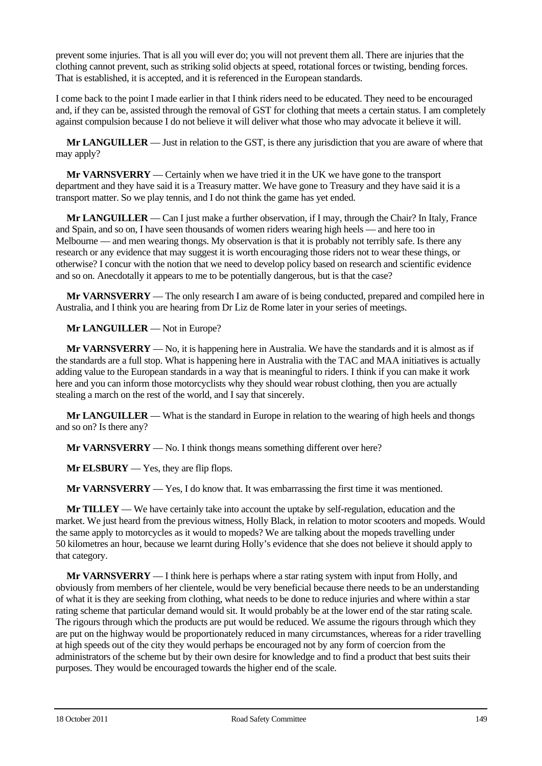prevent some injuries. That is all you will ever do; you will not prevent them all. There are injuries that the clothing cannot prevent, such as striking solid objects at speed, rotational forces or twisting, bending forces. That is established, it is accepted, and it is referenced in the European standards.

I come back to the point I made earlier in that I think riders need to be educated. They need to be encouraged and, if they can be, assisted through the removal of GST for clothing that meets a certain status. I am completely against compulsion because I do not believe it will deliver what those who may advocate it believe it will.

**Mr LANGUILLER** — Just in relation to the GST, is there any jurisdiction that you are aware of where that may apply?

**Mr VARNSVERRY** — Certainly when we have tried it in the UK we have gone to the transport department and they have said it is a Treasury matter. We have gone to Treasury and they have said it is a transport matter. So we play tennis, and I do not think the game has yet ended.

**Mr LANGUILLER** — Can I just make a further observation, if I may, through the Chair? In Italy, France and Spain, and so on, I have seen thousands of women riders wearing high heels — and here too in Melbourne — and men wearing thongs. My observation is that it is probably not terribly safe. Is there any research or any evidence that may suggest it is worth encouraging those riders not to wear these things, or otherwise? I concur with the notion that we need to develop policy based on research and scientific evidence and so on. Anecdotally it appears to me to be potentially dangerous, but is that the case?

**Mr VARNSVERRY** — The only research I am aware of is being conducted, prepared and compiled here in Australia, and I think you are hearing from Dr Liz de Rome later in your series of meetings.

**Mr LANGUILLER** — Not in Europe?

**Mr VARNSVERRY** — No, it is happening here in Australia. We have the standards and it is almost as if the standards are a full stop. What is happening here in Australia with the TAC and MAA initiatives is actually adding value to the European standards in a way that is meaningful to riders. I think if you can make it work here and you can inform those motorcyclists why they should wear robust clothing, then you are actually stealing a march on the rest of the world, and I say that sincerely.

**Mr LANGUILLER** — What is the standard in Europe in relation to the wearing of high heels and thongs and so on? Is there any?

**Mr VARNSVERRY** — No. I think thongs means something different over here?

**Mr ELSBURY** — Yes, they are flip flops.

**Mr VARNSVERRY** — Yes, I do know that. It was embarrassing the first time it was mentioned.

**Mr TILLEY** — We have certainly take into account the uptake by self-regulation, education and the market. We just heard from the previous witness, Holly Black, in relation to motor scooters and mopeds. Would the same apply to motorcycles as it would to mopeds? We are talking about the mopeds travelling under 50 kilometres an hour, because we learnt during Holly's evidence that she does not believe it should apply to that category.

**Mr VARNSVERRY** — I think here is perhaps where a star rating system with input from Holly, and obviously from members of her clientele, would be very beneficial because there needs to be an understanding of what it is they are seeking from clothing, what needs to be done to reduce injuries and where within a star rating scheme that particular demand would sit. It would probably be at the lower end of the star rating scale. The rigours through which the products are put would be reduced. We assume the rigours through which they are put on the highway would be proportionately reduced in many circumstances, whereas for a rider travelling at high speeds out of the city they would perhaps be encouraged not by any form of coercion from the administrators of the scheme but by their own desire for knowledge and to find a product that best suits their purposes. They would be encouraged towards the higher end of the scale.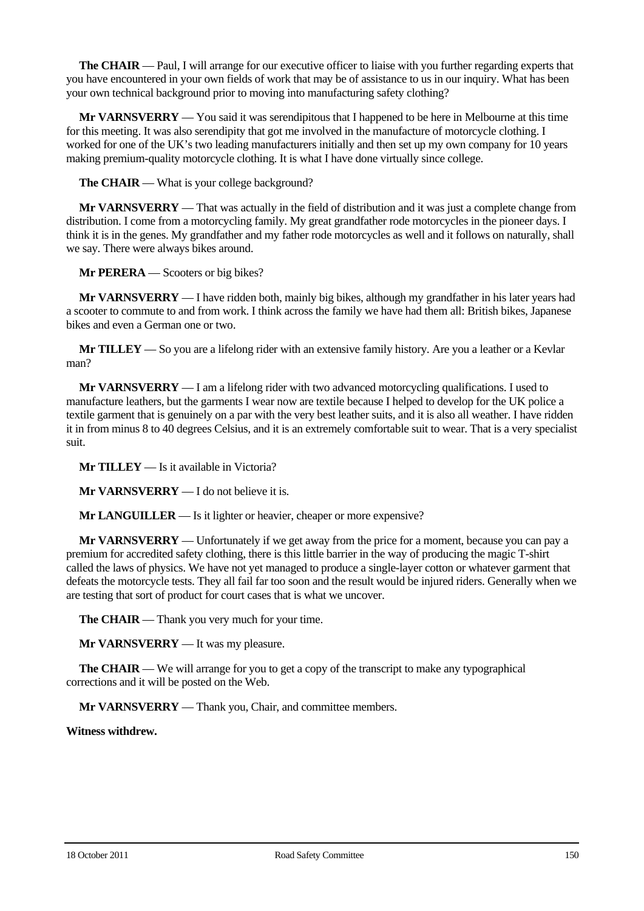**The CHAIR** — Paul, I will arrange for our executive officer to liaise with you further regarding experts that you have encountered in your own fields of work that may be of assistance to us in our inquiry. What has been your own technical background prior to moving into manufacturing safety clothing?

**Mr VARNSVERRY** — You said it was serendipitous that I happened to be here in Melbourne at this time for this meeting. It was also serendipity that got me involved in the manufacture of motorcycle clothing. I worked for one of the UK's two leading manufacturers initially and then set up my own company for 10 years making premium-quality motorcycle clothing. It is what I have done virtually since college.

**The CHAIR** — What is your college background?

**Mr VARNSVERRY** — That was actually in the field of distribution and it was just a complete change from distribution. I come from a motorcycling family. My great grandfather rode motorcycles in the pioneer days. I think it is in the genes. My grandfather and my father rode motorcycles as well and it follows on naturally, shall we say. There were always bikes around.

**Mr PERERA** — Scooters or big bikes?

**Mr VARNSVERRY** — I have ridden both, mainly big bikes, although my grandfather in his later years had a scooter to commute to and from work. I think across the family we have had them all: British bikes, Japanese bikes and even a German one or two.

**Mr TILLEY** — So you are a lifelong rider with an extensive family history. Are you a leather or a Kevlar man?

**Mr VARNSVERRY** — I am a lifelong rider with two advanced motorcycling qualifications. I used to manufacture leathers, but the garments I wear now are textile because I helped to develop for the UK police a textile garment that is genuinely on a par with the very best leather suits, and it is also all weather. I have ridden it in from minus 8 to 40 degrees Celsius, and it is an extremely comfortable suit to wear. That is a very specialist suit.

**Mr TILLEY** — Is it available in Victoria?

**Mr VARNSVERRY** — I do not believe it is.

**Mr LANGUILLER** — Is it lighter or heavier, cheaper or more expensive?

**Mr VARNSVERRY** — Unfortunately if we get away from the price for a moment, because you can pay a premium for accredited safety clothing, there is this little barrier in the way of producing the magic T-shirt called the laws of physics. We have not yet managed to produce a single-layer cotton or whatever garment that defeats the motorcycle tests. They all fail far too soon and the result would be injured riders. Generally when we are testing that sort of product for court cases that is what we uncover.

**The CHAIR** — Thank you very much for your time.

**Mr VARNSVERRY** — It was my pleasure.

**The CHAIR** — We will arrange for you to get a copy of the transcript to make any typographical corrections and it will be posted on the Web.

**Mr VARNSVERRY** — Thank you, Chair, and committee members.

**Witness withdrew.**